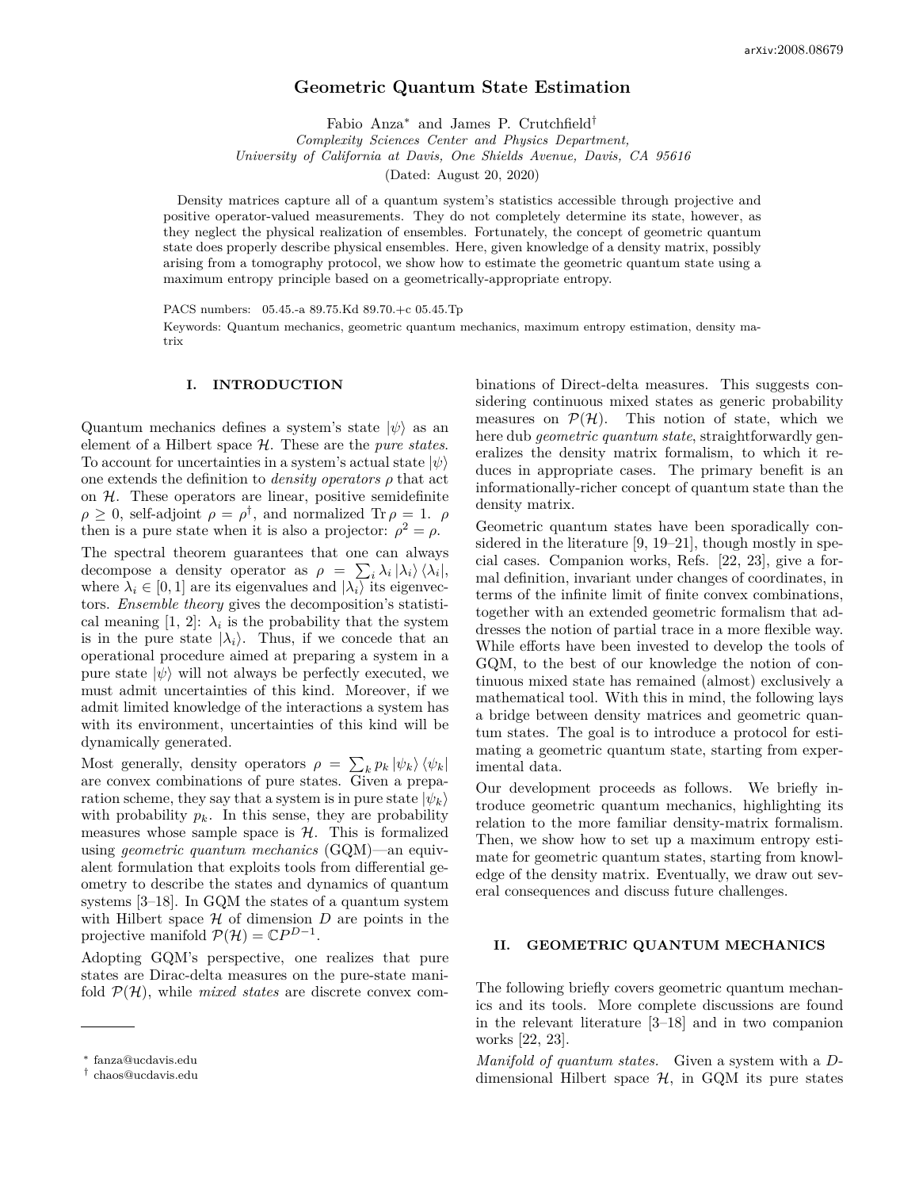# Geometric Quantum State Estimation

Fabio Anza[*] and James P. Crutchfield[†]

*Complexity Sciences Center and Physics Department, University of California at Davis, One Shields Avenue, Davis, CA 95616*

(Dated: August 20, 2020)

Density matrices capture all of a quantum system's statistics accessible through projective and positive operator-valued measurements. They do not completely determine its state, however, as they neglect the physical realization of ensembles. Fortunately, the concept of geometric quantum state does properly describe physical ensembles. Here, given knowledge of a density matrix, possibly arising from a tomography protocol, we show how to estimate the geometric quantum state using a maximum entropy principle based on a geometrically-appropriate entropy.

PACS numbers: 05.45.-a 89.75.Kd 89.70.+c 05.45.Tp

Keywords: Quantum mechanics, geometric quantum mechanics, maximum entropy estimation, density matrix

## I. INTRODUCTION

Quantum mechanics defines a system's state $|\psi\rangle$ as an element of a Hilbert space $\mathcal{H}$. These are the *pure states*. To account for uncertainties in a system's actual state $|\psi\rangle$ one extends the definition to *density operators* $\rho$ that act on $\mathcal{H}$. These operators are linear, positive semidefinite $\rho \geq 0$, self-adjoint $\rho = \rho^\dagger$, and normalized $\operatorname{Tr} \rho = 1$. $\rho$ then is a pure state when it is also a projector: $\rho^2 = \rho$.

The spectral theorem guarantees that one can always decompose a density operator as $\rho = \sum_i \lambda_i |\lambda_i\rangle \langle\lambda_i|$, where $\lambda_i \in [0, 1]$ are its eigenvalues and $|\lambda_i\rangle$ its eigenvectors. *Ensemble theory* gives the decomposition's statistical meaning [1, 2]: $\lambda_i$ is the probability that the system is in the pure state $|\lambda_i\rangle$. Thus, if we concede that an operational procedure aimed at preparing a system in a pure state $|\psi\rangle$ will not always be perfectly executed, we must admit uncertainties of this kind. Moreover, if we admit limited knowledge of the interactions a system has with its environment, uncertainties of this kind will be dynamically generated.

Most generally, density operators $\rho = \sum_k p_k |\psi_k\rangle \langle\psi_k|$ are convex combinations of pure states. Given a preparation scheme, they say that a system is in pure state $|\psi_k\rangle$ with probability $p_k$. In this sense, they are probability measures whose sample space is $\mathcal{H}$. This is formalized using *geometric quantum mechanics* (GQM)—an equivalent formulation that exploits tools from differential geometry to describe the states and dynamics of quantum systems [3–18]. In GQM the states of a quantum system with Hilbert space $\mathcal{H}$ of dimension $D$ are points in the projective manifold $\mathcal{P}(\mathcal{H}) = \mathbb{C}P^{D-1}$.

Adopting GQM's perspective, one realizes that pure states are Dirac-delta measures on the pure-state manifold $\mathcal{P}(\mathcal{H})$, while *mixed states* are discrete convex combinations of Direct-delta measures. This suggests considering continuous mixed states as generic probability measures on $\mathcal{P}(\mathcal{H})$. This notion of state, which we here dub *geometric quantum state*, straightforwardly generalizes the density matrix formalism, to which it reduces in appropriate cases. The primary benefit is an informationally-richer concept of quantum state than the density matrix.

Geometric quantum states have been sporadically considered in the literature [9, 19–21], though mostly in special cases. Companion works, Refs. [22, 23], give a formal definition, invariant under changes of coordinates, in terms of the infinite limit of finite convex combinations, together with an extended geometric formalism that addresses the notion of partial trace in a more flexible way. While efforts have been invested to develop the tools of GQM, to the best of our knowledge the notion of continuous mixed state has remained (almost) exclusively a mathematical tool. With this in mind, the following lays a bridge between density matrices and geometric quantum states. The goal is to introduce a protocol for estimating a geometric quantum state, starting from experimental data.

Our development proceeds as follows. We briefly introduce geometric quantum mechanics, highlighting its relation to the more familiar density-matrix formalism. Then, we show how to set up a maximum entropy estimate for geometric quantum states, starting from knowledge of the density matrix. Eventually, we draw out several consequences and discuss future challenges.

## II. GEOMETRIC QUANTUM MECHANICS

The following briefly covers geometric quantum mechanics and its tools. More complete discussions are found in the relevant literature [3–18] and in two companion works [22, 23].

*Manifold of quantum states.* Given a system with a $D$-dimensional Hilbert space $\mathcal{H}$, in GQM its pure states

[*] fanza@ucdavis.edu
[†] chaos@ucdavis.edu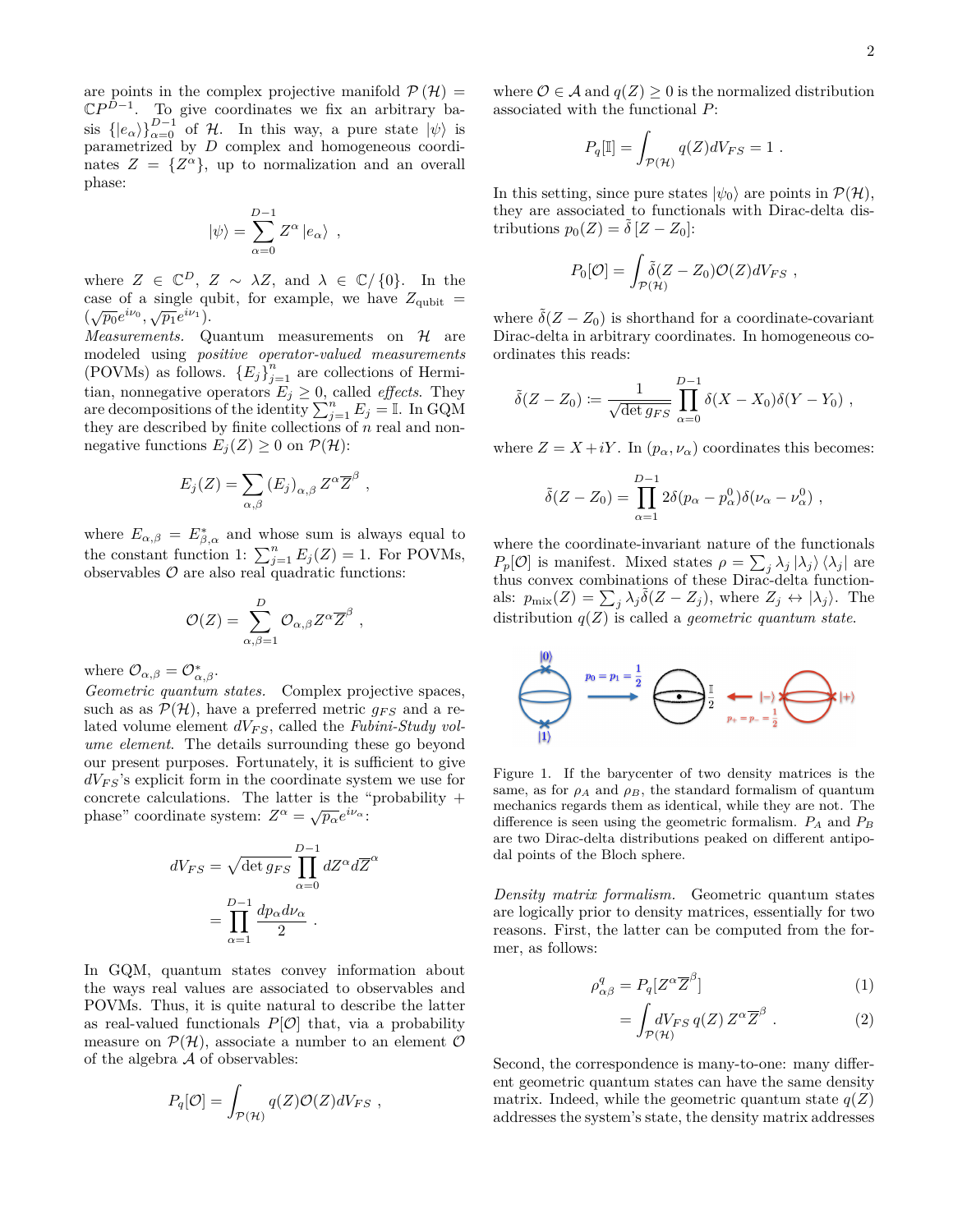are points in the complex projective manifold $\mathcal{P}(\mathcal{H}) = \mathbb{C}P^{D-1}$. To give coordinates we fix an arbitrary basis $\{|e_\alpha\rangle\}_{\alpha=0}^{D-1}$ of $\mathcal{H}$. In this way, a pure state $|\psi\rangle$ is parametrized by $D$ complex and homogeneous coordinates $Z = \{Z^\alpha\}$, up to normalization and an overall phase:

$$|\psi\rangle = \sum_{\alpha=0}^{D-1} Z^\alpha |e_\alpha\rangle \ ,$$

where $Z \in \mathbb{C}^D$, $Z \sim \lambda Z$, and $\lambda \in \mathbb{C}/\{0\}$. In the case of a single qubit, for example, we have $Z_{\text{qubit}} = (\sqrt{p_0}e^{i\nu_0}, \sqrt{p_1}e^{i\nu_1})$.

*Measurements.* Quantum measurements on $\mathcal{H}$ are modeled using *positive operator-valued measurements* (POVMs) as follows. $\{E_j\}_{j=1}^n$ are collections of Hermitian, nonnegative operators $E_j \geq 0$, called *effects*. They are decompositions of the identity $\sum_{j=1}^n E_j = \mathbb{I}$. In GQM they are described by finite collections of $n$ real and nonnegative functions $E_j(Z) \geq 0$ on $\mathcal{P}(\mathcal{H})$:

$$E_j(Z) = \sum_{\alpha,\beta} (E_j)_{\alpha,\beta} Z^\alpha \overline{Z}^\beta \ ,$$

where $E_{\alpha,\beta} = E^*_{\beta,\alpha}$ and whose sum is always equal to the constant function 1: $\sum_{j=1}^n E_j(Z) = 1$. For POVMs, observables $\mathcal{O}$ are also real quadratic functions:

$$\mathcal{O}(Z) = \sum_{\alpha,\beta=1}^{D} \mathcal{O}_{\alpha,\beta} Z^\alpha \overline{Z}^\beta \ ,$$

where $\mathcal{O}_{\alpha,\beta} = \mathcal{O}^*_{\alpha,\beta}$.

*Geometric quantum states.* Complex projective spaces, such as as $\mathcal{P}(\mathcal{H})$, have a preferred metric $g_{FS}$ and a related volume element $dV_{FS}$, called the *Fubini-Study volume element*. The details surrounding these go beyond our present purposes. Fortunately, it is sufficient to give $dV_{FS}$'s explicit form in the coordinate system we use for concrete calculations. The latter is the "probability + phase" coordinate system: $Z^\alpha = \sqrt{p_\alpha}e^{i\nu_\alpha}$:

$$\begin{aligned} dV_{FS} &= \sqrt{\det g_{FS}} \prod_{\alpha=0}^{D-1} dZ^\alpha d\overline{Z}^\alpha \\ &= \prod_{\alpha=1}^{D-1} \frac{dp_\alpha d\nu_\alpha}{2} \ . \end{aligned}$$

In GQM, quantum states convey information about the ways real values are associated to observables and POVMs. Thus, it is quite natural to describe the latter as real-valued functionals $P[\mathcal{O}]$ that, via a probability measure on $\mathcal{P}(\mathcal{H})$, associate a number to an element $\mathcal{O}$ of the algebra $\mathcal{A}$ of observables:

$$P_q[\mathcal{O}] = \int_{\mathcal{P}(\mathcal{H})} q(Z)\mathcal{O}(Z) dV_{FS} \ ,$$

where $\mathcal{O} \in \mathcal{A}$ and $q(Z) \geq 0$ is the normalized distribution associated with the functional $P$:

$$P_q[\mathbb{I}] = \int_{\mathcal{P}(\mathcal{H})} q(Z) dV_{FS} = 1 \ .$$

In this setting, since pure states $|\psi_0\rangle$ are points in $\mathcal{P}(\mathcal{H})$, they are associated to functionals with Dirac-delta distributions $p_0(Z) = \tilde{\delta}[Z - Z_0]$:

$$P_0[\mathcal{O}] = \int_{\mathcal{P}(\mathcal{H})} \tilde{\delta}(Z - Z_0)\mathcal{O}(Z) dV_{FS} \ ,$$

where $\tilde{\delta}(Z - Z_0)$ is shorthand for a coordinate-covariant Dirac-delta in arbitrary coordinates. In homogeneous coordinates this reads:

$$\tilde{\delta}(Z - Z_0) := \frac{1}{\sqrt{\det g_{FS}}} \prod_{\alpha=0}^{D-1} \delta(X - X_0)\delta(Y - Y_0) \ ,$$

where $Z = X + iY$. In $(p_\alpha, \nu_\alpha)$ coordinates this becomes:

$$\tilde{\delta}(Z - Z_0) = \prod_{\alpha=1}^{D-1} 2\delta(p_\alpha - p_\alpha^0)\delta(\nu_\alpha - \nu_\alpha^0) \ ,$$

where the coordinate-invariant nature of the functionals $P_p[\mathcal{O}]$ is manifest. Mixed states $\rho = \sum_j \lambda_j |\lambda_j\rangle\langle\lambda_j|$ are thus convex combinations of these Dirac-delta functionals: $p_{\text{mix}}(Z) = \sum_j \lambda_j \tilde{\delta}(Z - Z_j)$, where $Z_j \leftrightarrow |\lambda_j\rangle$. The distribution $q(Z)$ is called a *geometric quantum state*.

Figure 1. If the barycenter of two density matrices is the same, as for $\rho_A$ and $\rho_B$, the standard formalism of quantum mechanics regards them as identical, while they are not. The difference is seen using the geometric formalism. $P_A$ and $P_B$ are two Dirac-delta distributions peaked on different antipodal points of the Bloch sphere.

*Density matrix formalism.* Geometric quantum states are logically prior to density matrices, essentially for two reasons. First, the latter can be computed from the former, as follows:

$$\begin{aligned} \rho^q_{\alpha\beta} &= P_q[Z^\alpha \overline{Z}^\beta] && (1) \\ &= \int_{\mathcal{P}(\mathcal{H})} dV_{FS}\, q(Z)\, Z^\alpha \overline{Z}^\beta \ . && (2) \end{aligned}$$

Second, the correspondence is many-to-one: many different geometric quantum states can have the same density matrix. Indeed, while the geometric quantum state $q(Z)$ addresses the system's state, the density matrix addresses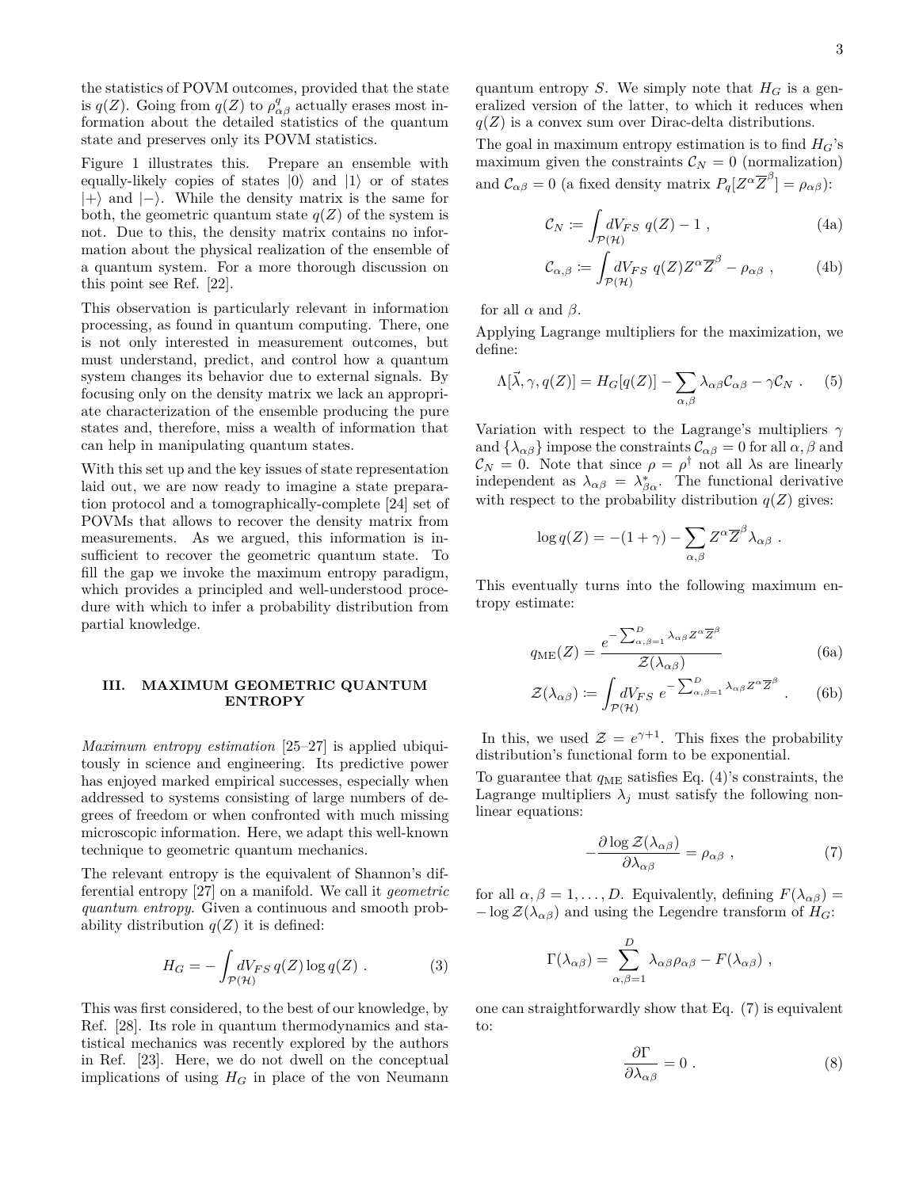the statistics of POVM outcomes, provided that the state is $q(Z)$. Going from $q(Z)$ to $\rho^q_{\alpha\beta}$ actually erases most information about the detailed statistics of the quantum state and preserves only its POVM statistics.

Figure 1 illustrates this. Prepare an ensemble with equally-likely copies of states $|0\rangle$ and $|1\rangle$ or of states $|+\rangle$ and $|-\rangle$. While the density matrix is the same for both, the geometric quantum state $q(Z)$ of the system is not. Due to this, the density matrix contains no information about the physical realization of the ensemble of a quantum system. For a more thorough discussion on this point see Ref. [22].

This observation is particularly relevant in information processing, as found in quantum computing. There, one is not only interested in measurement outcomes, but must understand, predict, and control how a quantum system changes its behavior due to external signals. By focusing only on the density matrix we lack an appropriate characterization of the ensemble producing the pure states and, therefore, miss a wealth of information that can help in manipulating quantum states.

With this set up and the key issues of state representation laid out, we are now ready to imagine a state preparation protocol and a tomographically-complete [24] set of POVMs that allows to recover the density matrix from measurements. As we argued, this information is insufficient to recover the geometric quantum state. To fill the gap we invoke the maximum entropy paradigm, which provides a principled and well-understood procedure with which to infer a probability distribution from partial knowledge.

## III. MAXIMUM GEOMETRIC QUANTUM ENTROPY

*Maximum entropy estimation* [25–27] is applied ubiquitously in science and engineering. Its predictive power has enjoyed marked empirical successes, especially when addressed to systems consisting of large numbers of degrees of freedom or when confronted with much missing microscopic information. Here, we adapt this well-known technique to geometric quantum mechanics.

The relevant entropy is the equivalent of Shannon's differential entropy [27] on a manifold. We call it *geometric quantum entropy*. Given a continuous and smooth probability distribution $q(Z)$ it is defined:

$$H_G = -\int_{\mathcal{P}(\mathcal{H})} dV_{FS}\, q(Z) \log q(Z) \ . \tag{3}$$

This was first considered, to the best of our knowledge, by Ref. [28]. Its role in quantum thermodynamics and statistical mechanics was recently explored by the authors in Ref. [23]. Here, we do not dwell on the conceptual implications of using $H_G$ in place of the von Neumann quantum entropy $S$. We simply note that $H_G$ is a generalized version of the latter, to which it reduces when $q(Z)$ is a convex sum over Dirac-delta distributions.

The goal in maximum entropy estimation is to find $H_G$'s maximum given the constraints $\mathcal{C}_N = 0$ (normalization) and $\mathcal{C}_{\alpha\beta} = 0$ (a fixed density matrix $P_q[Z^\alpha \overline{Z}^\beta] = \rho_{\alpha\beta}$):

$$\mathcal{C}_N := \int_{\mathcal{P}(\mathcal{H})} dV_{FS}\ q(Z) - 1 \ , \tag{4a}$$

$$\mathcal{C}_{\alpha,\beta} := \int_{\mathcal{P}(\mathcal{H})} dV_{FS}\ q(Z) Z^\alpha \overline{Z}^\beta - \rho_{\alpha\beta} \ , \tag{4b}$$

for all $\alpha$ and $\beta$.

Applying Lagrange multipliers for the maximization, we define:

$$\Lambda[\vec{\lambda}, \gamma, q(Z)] = H_G[q(Z)] - \sum_{\alpha,\beta} \lambda_{\alpha\beta} \mathcal{C}_{\alpha\beta} - \gamma \mathcal{C}_N \ . \tag{5}$$

Variation with respect to the Lagrange's multipliers $\gamma$ and $\{\lambda_{\alpha\beta}\}$ impose the constraints $\mathcal{C}_{\alpha\beta} = 0$ for all $\alpha, \beta$ and $\mathcal{C}_N = 0$. Note that since $\rho = \rho^\dagger$ not all $\lambda$s are linearly independent as $\lambda_{\alpha\beta} = \lambda^*_{\beta\alpha}$. The functional derivative with respect to the probability distribution $q(Z)$ gives:

$$\log q(Z) = -(1+\gamma) - \sum_{\alpha,\beta} Z^\alpha \overline{Z}^\beta \lambda_{\alpha\beta} \ .$$

This eventually turns into the following maximum entropy estimate:

$$q_{\rm ME}(Z) = \frac{e^{-\sum_{\alpha,\beta=1}^{D} \lambda_{\alpha\beta} Z^\alpha \overline{Z}^\beta}}{\mathcal{Z}(\lambda_{\alpha\beta})} \tag{6a}$$

$$\mathcal{Z}(\lambda_{\alpha\beta}) := \int_{\mathcal{P}(\mathcal{H})} dV_{FS}\ e^{-\sum_{\alpha,\beta=1}^{D} \lambda_{\alpha\beta} Z^\alpha \overline{Z}^\beta} \ . \tag{6b}$$

In this, we used $\mathcal{Z} = e^{\gamma+1}$. This fixes the probability distribution's functional form to be exponential.

To guarantee that $q_{\rm ME}$ satisfies Eq. (4)'s constraints, the Lagrange multipliers $\lambda_j$ must satisfy the following nonlinear equations:

$$-\frac{\partial \log \mathcal{Z}(\lambda_{\alpha\beta})}{\partial \lambda_{\alpha\beta}} = \rho_{\alpha\beta} \ , \tag{7}$$

for all $\alpha, \beta = 1, \ldots, D$. Equivalently, defining $F(\lambda_{\alpha\beta}) = -\log \mathcal{Z}(\lambda_{\alpha\beta})$ and using the Legendre transform of $H_G$:

$$\Gamma(\lambda_{\alpha\beta}) = \sum_{\alpha,\beta=1}^{D} \lambda_{\alpha\beta} \rho_{\alpha\beta} - F(\lambda_{\alpha\beta}) \ ,$$

one can straightforwardly show that Eq. (7) is equivalent to:

$$\frac{\partial \Gamma}{\partial \lambda_{\alpha\beta}} = 0 \ . \tag{8}$$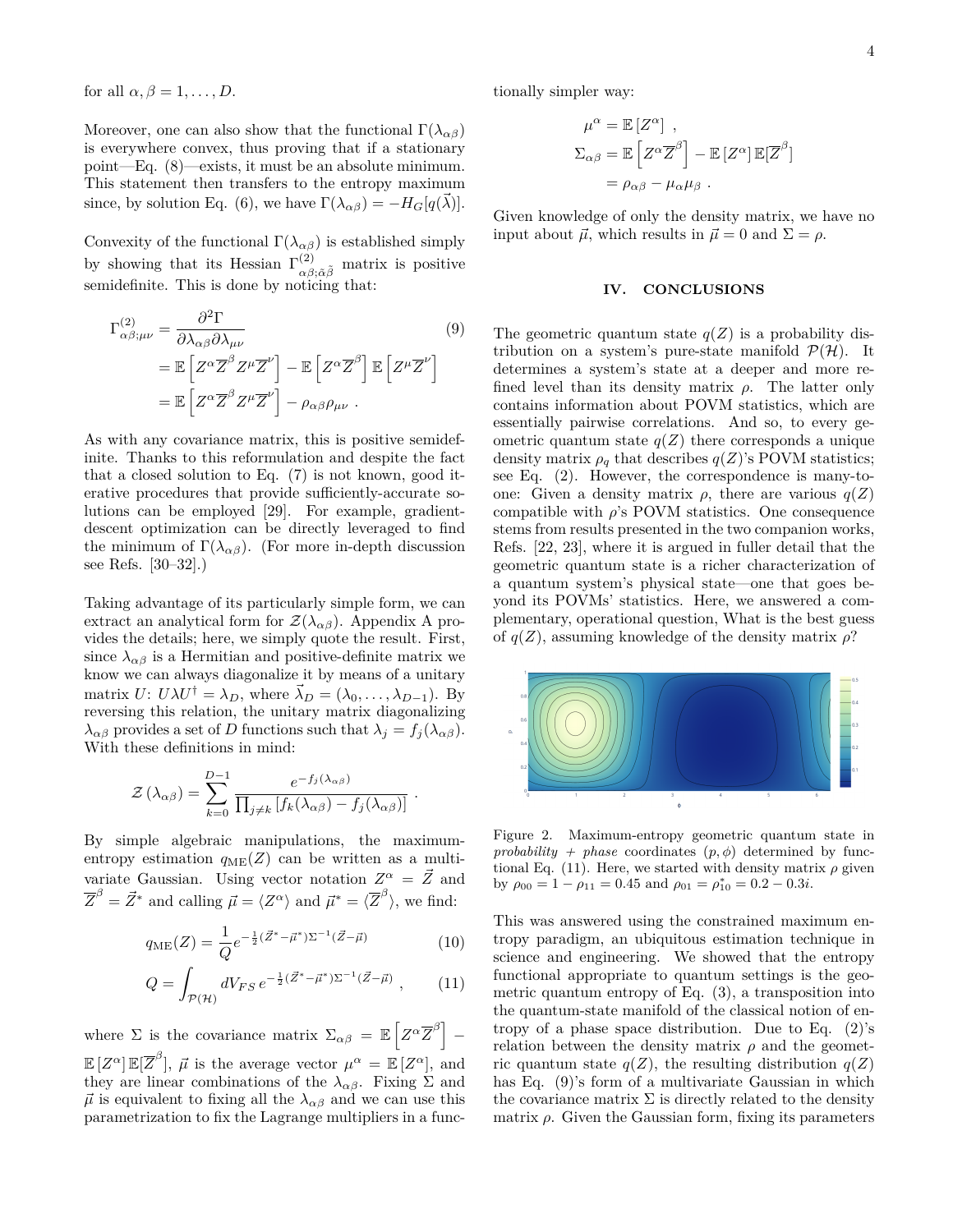for all $\alpha, \beta = 1, \ldots, D$.

Moreover, one can also show that the functional $\Gamma(\lambda_{\alpha\beta})$ is everywhere convex, thus proving that if a stationary point—Eq. (8)—exists, it must be an absolute minimum. This statement then transfers to the entropy maximum since, by solution Eq. (6), we have $\Gamma(\lambda_{\alpha\beta}) = -H_G[q(\vec{\lambda})]$.

Convexity of the functional $\Gamma(\lambda_{\alpha\beta})$ is established simply by showing that its Hessian $\Gamma^{(2)}_{\alpha\beta;\tilde{\alpha}\tilde{\beta}}$ matrix is positive semidefinite. This is done by noticing that:

$$
\begin{aligned}
\Gamma^{(2)}_{\alpha\beta;\mu\nu} &= \frac{\partial^2 \Gamma}{\partial \lambda_{\alpha\beta} \partial \lambda_{\mu\nu}} \\
&= \mathbb{E}\left[ Z^\alpha \overline{Z}^\beta Z^\mu \overline{Z}^\nu \right] - \mathbb{E}\left[ Z^\alpha \overline{Z}^\beta \right] \mathbb{E}\left[ Z^\mu \overline{Z}^\nu \right] \\
&= \mathbb{E}\left[ Z^\alpha \overline{Z}^\beta Z^\mu \overline{Z}^\nu \right] - \rho_{\alpha\beta}\rho_{\mu\nu} \ .
\end{aligned}
\tag{9}
$$

As with any covariance matrix, this is positive semidefinite. Thanks to this reformulation and despite the fact that a closed solution to Eq. (7) is not known, good iterative procedures that provide sufficiently-accurate solutions can be employed [29]. For example, gradient-descent optimization can be directly leveraged to find the minimum of $\Gamma(\lambda_{\alpha\beta})$. (For more in-depth discussion see Refs. [30–32].)

Taking advantage of its particularly simple form, we can extract an analytical form for $\mathcal{Z}(\lambda_{\alpha\beta})$. Appendix A provides the details; here, we simply quote the result. First, since $\lambda_{\alpha\beta}$ is a Hermitian and positive-definite matrix we know we can always diagonalize it by means of a unitary matrix $U$: $U\lambda U^\dagger = \lambda_D$, where $\vec{\lambda}_D = (\lambda_0, \ldots, \lambda_{D-1})$. By reversing this relation, the unitary matrix diagonalizing $\lambda_{\alpha\beta}$ provides a set of $D$ functions such that $\lambda_j = f_j(\lambda_{\alpha\beta})$. With these definitions in mind:

$$
\mathcal{Z}\left(\lambda_{\alpha\beta}\right) = \sum_{k=0}^{D-1} \frac{e^{-f_j(\lambda_{\alpha\beta})}}{\prod_{j\neq k}\left[f_k(\lambda_{\alpha\beta}) - f_j(\lambda_{\alpha\beta})\right]} \ .
$$

By simple algebraic manipulations, the maximum-entropy estimation $q_{\mathrm{ME}}(Z)$ can be written as a multivariate Gaussian. Using vector notation $Z^\alpha = \vec{Z}$ and $\overline{Z}^\beta = \vec{Z}^*$ and calling $\vec{\mu} = \langle Z^\alpha \rangle$ and $\vec{\mu}^* = \langle \overline{Z}^\beta \rangle$, we find:

$$
q_{\mathrm{ME}}(Z) = \frac{1}{Q} e^{-\frac{1}{2}(\vec{Z}^* - \vec{\mu}^*)\Sigma^{-1}(\vec{Z}-\vec{\mu})} \tag{10}
$$

$$
Q = \int_{\mathcal{P}(\mathcal{H})} dV_{FS}\, e^{-\frac{1}{2}(\vec{Z}^* - \vec{\mu}^*)\Sigma^{-1}(\vec{Z}-\vec{\mu})} \ , \tag{11}
$$

where $\Sigma$ is the covariance matrix $\Sigma_{\alpha\beta} = \mathbb{E}\left[ Z^\alpha \overline{Z}^\beta \right] - \mathbb{E}\left[Z^\alpha\right]\mathbb{E}[\overline{Z}^\beta]$, $\vec{\mu}$ is the average vector $\mu^\alpha = \mathbb{E}\left[Z^\alpha\right]$, and they are linear combinations of the $\lambda_{\alpha\beta}$. Fixing $\Sigma$ and $\vec{\mu}$ is equivalent to fixing all the $\lambda_{\alpha\beta}$ and we can use this parametrization to fix the Lagrange multipliers in a functionally simpler way:

$$
\begin{aligned}
\mu^\alpha &= \mathbb{E}\left[Z^\alpha\right] \ , \\
\Sigma_{\alpha\beta} &= \mathbb{E}\left[ Z^\alpha \overline{Z}^\beta \right] - \mathbb{E}\left[Z^\alpha\right]\mathbb{E}[\overline{Z}^\beta] \\
&= \rho_{\alpha\beta} - \mu_\alpha \mu_\beta \ .
\end{aligned}
$$

Given knowledge of only the density matrix, we have no input about $\vec{\mu}$, which results in $\vec{\mu} = 0$ and $\Sigma = \rho$.

## IV. CONCLUSIONS

The geometric quantum state $q(Z)$ is a probability distribution on a system's pure-state manifold $\mathcal{P}(\mathcal{H})$. It determines a system's state at a deeper and more refined level than its density matrix $\rho$. The latter only contains information about POVM statistics, which are essentially pairwise correlations. And so, to every geometric quantum state $q(Z)$ there corresponds a unique density matrix $\rho_q$ that describes $q(Z)$'s POVM statistics; see Eq. (2). However, the correspondence is many-to-one: Given a density matrix $\rho$, there are various $q(Z)$ compatible with $\rho$'s POVM statistics. One consequence stems from results presented in the two companion works, Refs. [22, 23], where it is argued in fuller detail that the geometric quantum state is a richer characterization of a quantum system's physical state—one that goes beyond its POVMs' statistics. Here, we answered a complementary, operational question, What is the best guess of $q(Z)$, assuming knowledge of the density matrix $\rho$?

Figure 2. Maximum-entropy geometric quantum state in *probability + phase* coordinates $(p, \phi)$ determined by functional Eq. (11). Here, we started with density matrix $\rho$ given by $\rho_{00} = 1 - \rho_{11} = 0.45$ and $\rho_{01} = \rho^*_{10} = 0.2 - 0.3i$.

This was answered using the constrained maximum entropy paradigm, an ubiquitous estimation technique in science and engineering. We showed that the entropy functional appropriate to quantum settings is the geometric quantum entropy of Eq. (3), a transposition into the quantum-state manifold of the classical notion of entropy of a phase space distribution. Due to Eq. (2)'s relation between the density matrix $\rho$ and the geometric quantum state $q(Z)$, the resulting distribution $q(Z)$ has Eq. (9)'s form of a multivariate Gaussian in which the covariance matrix $\Sigma$ is directly related to the density matrix $\rho$. Given the Gaussian form, fixing its parameters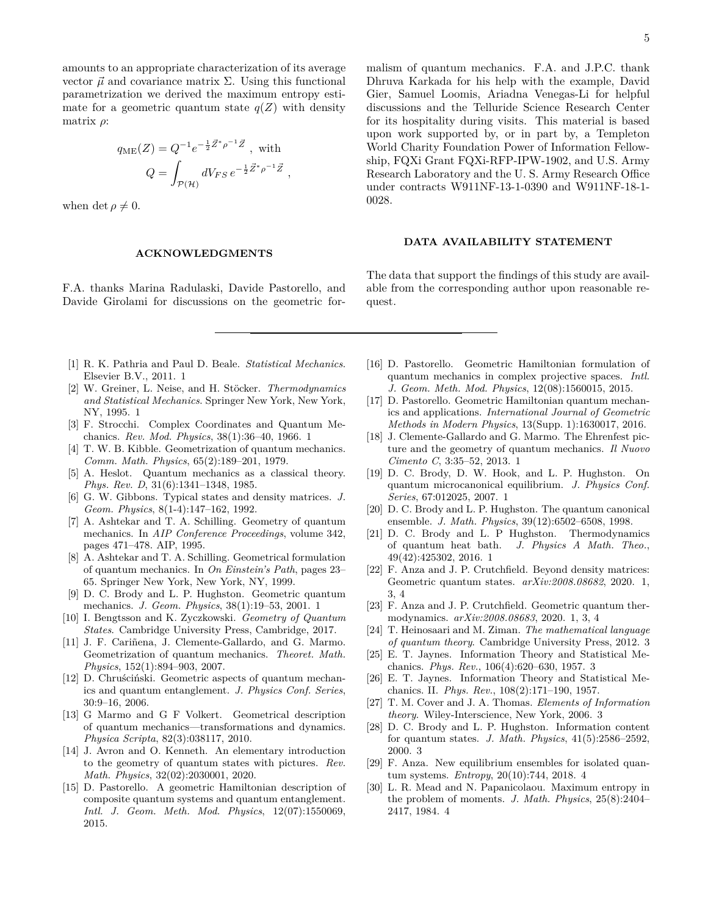amounts to an appropriate characterization of its average vector $\vec{\mu}$ and covariance matrix $\Sigma$. Using this functional parametrization we derived the maximum entropy estimate for a geometric quantum state $q(Z)$ with density matrix $\rho$:

$$q_{\mathrm{ME}}(Z) = Q^{-1} e^{-\frac{1}{2}\vec{Z}^* \rho^{-1} \vec{Z}} \ , \text{ with}$$
$$Q = \int_{\mathcal{P}(\mathcal{H})} dV_{FS} \, e^{-\frac{1}{2}\vec{Z}^* \rho^{-1} \vec{Z}} \ ,$$

when $\det \rho \neq 0$.

## ACKNOWLEDGMENTS

F.A. thanks Marina Radulaski, Davide Pastorello, and Davide Girolami for discussions on the geometric formalism of quantum mechanics. F.A. and J.P.C. thank Dhruva Karkada for his help with the example, David Gier, Samuel Loomis, Ariadna Venegas-Li for helpful discussions and the Telluride Science Research Center for its hospitality during visits. This material is based upon work supported by, or in part by, a Templeton World Charity Foundation Power of Information Fellowship, FQXi Grant FQXi-RFP-IPW-1902, and U.S. Army Research Laboratory and the U. S. Army Research Office under contracts W911NF-13-1-0390 and W911NF-18-1-0028.

## DATA AVAILABILITY STATEMENT

The data that support the findings of this study are available from the corresponding author upon reasonable request.

---

[1] R. K. Pathria and Paul D. Beale. *Statistical Mechanics*. Elsevier B.V., 2011. 1

[2] W. Greiner, L. Neise, and H. Stöcker. *Thermodynamics and Statistical Mechanics*. Springer New York, New York, NY, 1995. 1

[3] F. Strocchi. Complex Coordinates and Quantum Mechanics. *Rev. Mod. Physics*, 38(1):36–40, 1966. 1

[4] T. W. B. Kibble. Geometrization of quantum mechanics. *Comm. Math. Physics*, 65(2):189–201, 1979.

[5] A. Heslot. Quantum mechanics as a classical theory. *Phys. Rev. D*, 31(6):1341–1348, 1985.

[6] G. W. Gibbons. Typical states and density matrices. *J. Geom. Physics*, 8(1-4):147–162, 1992.

[7] A. Ashtekar and T. A. Schilling. Geometry of quantum mechanics. In *AIP Conference Proceedings*, volume 342, pages 471–478. AIP, 1995.

[8] A. Ashtekar and T. A. Schilling. Geometrical formulation of quantum mechanics. In *On Einstein's Path*, pages 23–65. Springer New York, New York, NY, 1999.

[9] D. C. Brody and L. P. Hughston. Geometric quantum mechanics. *J. Geom. Physics*, 38(1):19–53, 2001. 1

[10] I. Bengtsson and K. Zyczkowski. *Geometry of Quantum States*. Cambridge University Press, Cambridge, 2017.

[11] J. F. Cariñena, J. Clemente-Gallardo, and G. Marmo. Geometrization of quantum mechanics. *Theoret. Math. Physics*, 152(1):894–903, 2007.

[12] D. Chruściński. Geometric aspects of quantum mechanics and quantum entanglement. *J. Physics Conf. Series*, 30:9–16, 2006.

[13] G Marmo and G F Volkert. Geometrical description of quantum mechanics—transformations and dynamics. *Physica Scripta*, 82(3):038117, 2010.

[14] J. Avron and O. Kenneth. An elementary introduction to the geometry of quantum states with pictures. *Rev. Math. Physics*, 32(02):2030001, 2020.

[15] D. Pastorello. A geometric Hamiltonian description of composite quantum systems and quantum entanglement. *Intl. J. Geom. Meth. Mod. Physics*, 12(07):1550069, 2015.

[16] D. Pastorello. Geometric Hamiltonian formulation of quantum mechanics in complex projective spaces. *Intl. J. Geom. Meth. Mod. Physics*, 12(08):1560015, 2015.

[17] D. Pastorello. Geometric Hamiltonian quantum mechanics and applications. *International Journal of Geometric Methods in Modern Physics*, 13(Supp. 1):1630017, 2016.

[18] J. Clemente-Gallardo and G. Marmo. The Ehrenfest picture and the geometry of quantum mechanics. *Il Nuovo Cimento C*, 3:35–52, 2013. 1

[19] D. C. Brody, D. W. Hook, and L. P. Hughston. On quantum microcanonical equilibrium. *J. Physics Conf. Series*, 67:012025, 2007. 1

[20] D. C. Brody and L. P. Hughston. The quantum canonical ensemble. *J. Math. Physics*, 39(12):6502–6508, 1998.

[21] D. C. Brody and L. P Hughston. Thermodynamics of quantum heat bath. *J. Physics A Math. Theo.*, 49(42):425302, 2016. 1

[22] F. Anza and J. P. Crutchfield. Beyond density matrices: Geometric quantum states. *arXiv:2008.08682*, 2020. 1, 3, 4

[23] F. Anza and J. P. Crutchfield. Geometric quantum thermodynamics. *arXiv:2008.08683*, 2020. 1, 3, 4

[24] T. Heinosaari and M. Ziman. *The mathematical language of quantum theory*. Cambridge University Press, 2012. 3

[25] E. T. Jaynes. Information Theory and Statistical Mechanics. *Phys. Rev.*, 106(4):620–630, 1957. 3

[26] E. T. Jaynes. Information Theory and Statistical Mechanics. II. *Phys. Rev.*, 108(2):171–190, 1957.

[27] T. M. Cover and J. A. Thomas. *Elements of Information theory*. Wiley-Interscience, New York, 2006. 3

[28] D. C. Brody and L. P. Hughston. Information content for quantum states. *J. Math. Physics*, 41(5):2586–2592, 2000. 3

[29] F. Anza. New equilibrium ensembles for isolated quantum systems. *Entropy*, 20(10):744, 2018. 4

[30] L. R. Mead and N. Papanicolaou. Maximum entropy in the problem of moments. *J. Math. Physics*, 25(8):2404–2417, 1984. 4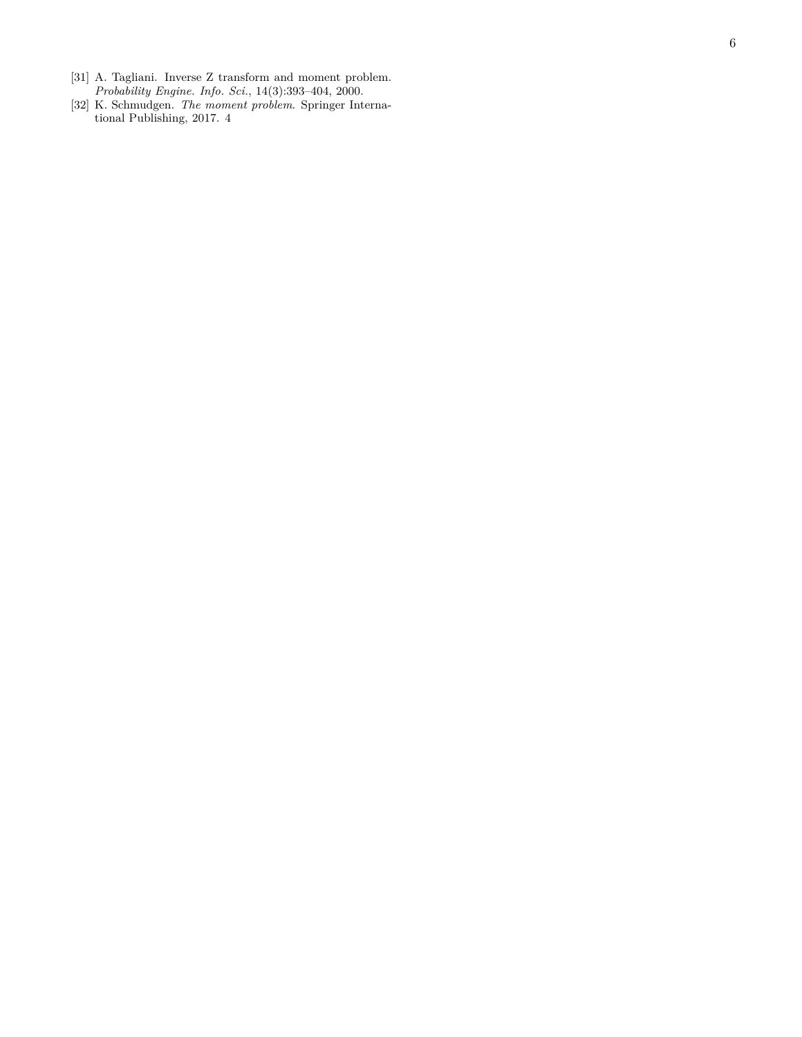[31] A. Tagliani. Inverse Z transform and moment problem. *Probability Engine. Info. Sci.*, 14(3):393–404, 2000.

[32] K. Schmudgen. *The moment problem*. Springer International Publishing, 2017. 4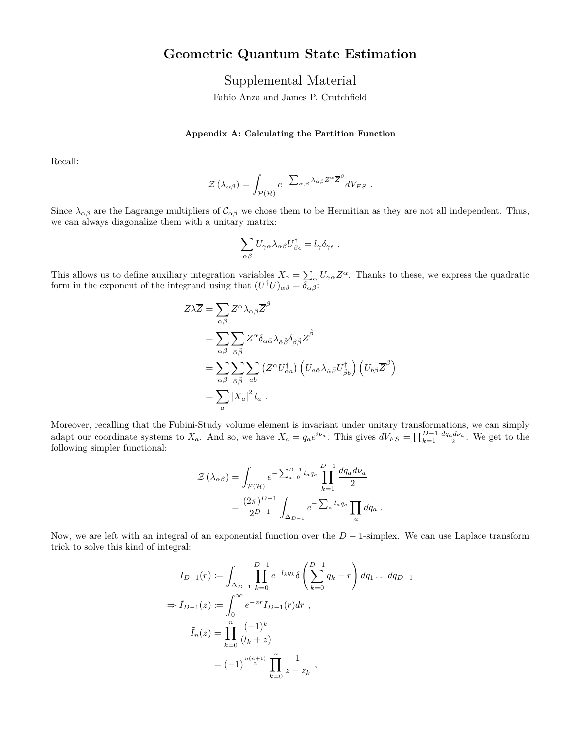# Geometric Quantum State Estimation

## Supplemental Material

Fabio Anza and James P. Crutchfield

### Appendix A: Calculating the Partition Function

Recall:

$$\mathcal{Z}\left(\lambda_{\alpha\beta}\right) = \int_{\mathcal{P}(\mathcal{H})} e^{-\sum_{\alpha,\beta}\lambda_{\alpha\beta}Z^\alpha \overline{Z}^\beta} dV_{FS} ~.$$

Since $\lambda_{\alpha\beta}$ are the Lagrange multipliers of $\mathcal{C}_{\alpha\beta}$ we chose them to be Hermitian as they are not all independent. Thus, we can always diagonalize them with a unitary matrix:

$$\sum_{\alpha\beta} U_{\gamma\alpha}\lambda_{\alpha\beta}U^\dagger_{\beta\epsilon} = l_\gamma \delta_{\gamma\epsilon} ~.$$

This allows us to define auxiliary integration variables $X_\gamma = \sum_\alpha U_{\gamma\alpha}Z^\alpha$. Thanks to these, we express the quadratic form in the exponent of the integrand using that $(U^\dagger U)_{\alpha\beta} = \delta_{\alpha\beta}$:

$$\begin{aligned}
Z\lambda\overline{Z} &= \sum_{\alpha\beta} Z^\alpha \lambda_{\alpha\beta}\overline{Z}^\beta \\
&= \sum_{\alpha\beta}\sum_{\tilde{\alpha}\tilde{\beta}} Z^\alpha \delta_{\alpha\tilde{\alpha}}\lambda_{\tilde{\alpha}\tilde{\beta}}\delta_{\beta\tilde{\beta}}\overline{Z}^{\tilde{\beta}} \\
&= \sum_{\alpha\beta}\sum_{\tilde{\alpha}\tilde{\beta}}\sum_{ab}\left(Z^\alpha U^\dagger_{\alpha a}\right)\left(U_{a\tilde{\alpha}}\lambda_{\tilde{\alpha}\tilde{\beta}}U^\dagger_{\tilde{\beta}b}\right)\left(U_{b\beta}\overline{Z}^\beta\right) \\
&= \sum_a \left|X_a\right|^2 l_a ~.
\end{aligned}$$

Moreover, recalling that the Fubini-Study volume element is invariant under unitary transformations, we can simply adapt our coordinate systems to $X_a$. And so, we have $X_a = q_a e^{i\nu_a}$. This gives $dV_{FS} = \prod_{k=1}^{D-1}\frac{dq_a d\nu_a}{2}$. We get to the following simpler functional:

$$\begin{aligned}
\mathcal{Z}\left(\lambda_{\alpha\beta}\right) &= \int_{\mathcal{P}(\mathcal{H})} e^{-\sum_{a=0}^{D-1} l_a q_a}\prod_{k=1}^{D-1}\frac{dq_a d\nu_a}{2} \\
&= \frac{(2\pi)^{D-1}}{2^{D-1}}\int_{\Delta_{D-1}} e^{-\sum_a l_a q_a}\prod_a dq_a ~.
\end{aligned}$$

Now, we are left with an integral of an exponential function over the $D-1$-simplex. We can use Laplace transform trick to solve this kind of integral:

$$\begin{aligned}
I_{D-1}(r) &:= \int_{\Delta_{D-1}}\prod_{k=0}^{D-1} e^{-l_k q_k}\delta\left(\sum_{k=0}^{D-1} q_k - r\right) dq_1\dots dq_{D-1} \\
\Rightarrow \tilde{I}_{D-1}(z) &:= \int_0^\infty e^{-zr} I_{D-1}(r)dr ~, \\
\tilde{I}_n(z) &= \prod_{k=0}^n \frac{(-1)^k}{(l_k+z)} \\
&= (-1)^{\frac{n(n+1)}{2}}\prod_{k=0}^n \frac{1}{z-z_k} ~,
\end{aligned}$$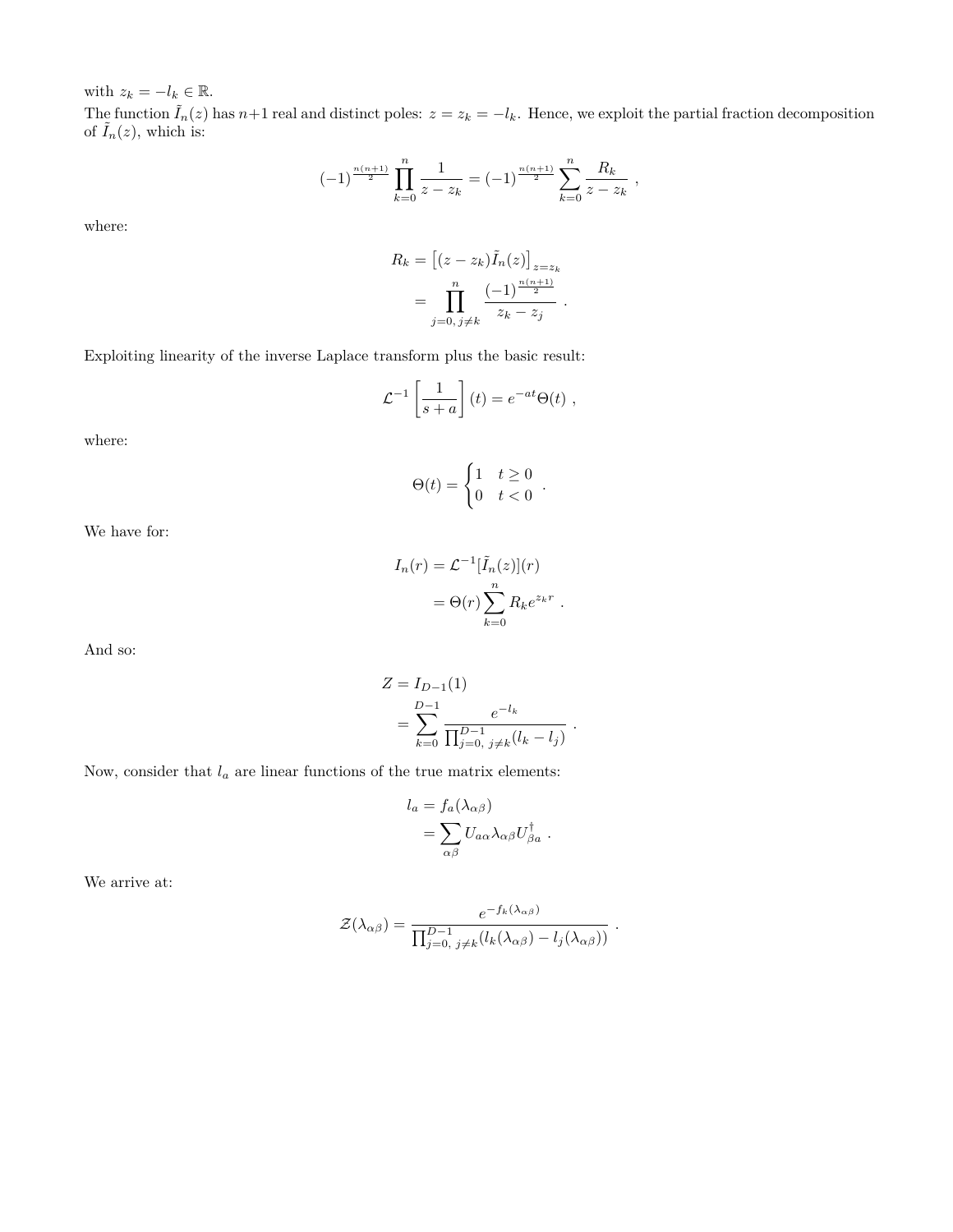with $z_k = -l_k \in \mathbb{R}$.
The function $\tilde{I}_n(z)$ has $n+1$ real and distinct poles: $z = z_k = -l_k$. Hence, we exploit the partial fraction decomposition of $\tilde{I}_n(z)$, which is:

$$(-1)^{\frac{n(n+1)}{2}} \prod_{k=0}^{n} \frac{1}{z - z_k} = (-1)^{\frac{n(n+1)}{2}} \sum_{k=0}^{n} \frac{R_k}{z - z_k} \ ,$$

where:

$$\begin{aligned} R_k &= \left[(z - z_k)\tilde{I}_n(z)\right]_{z=z_k} \\ &= \prod_{j=0,\, j\neq k}^{n} \frac{(-1)^{\frac{n(n+1)}{2}}}{z_k - z_j} \ . \end{aligned}$$

Exploiting linearity of the inverse Laplace transform plus the basic result:

$$\mathcal{L}^{-1}\left[\frac{1}{s+a}\right](t) = e^{-at}\Theta(t) \ ,$$

where:

$$\Theta(t) = \begin{cases} 1 & t \geq 0 \\ 0 & t < 0 \end{cases} \ .$$

We have for:

$$\begin{aligned} I_n(r) &= \mathcal{L}^{-1}[\tilde{I}_n(z)](r) \\ &= \Theta(r) \sum_{k=0}^{n} R_k e^{z_k r} \ . \end{aligned}$$

And so:

$$\begin{aligned} Z &= I_{D-1}(1) \\ &= \sum_{k=0}^{D-1} \frac{e^{-l_k}}{\prod_{j=0,\, j\neq k}^{D-1}(l_k - l_j)} \ . \end{aligned}$$

Now, consider that $l_a$ are linear functions of the true matrix elements:

$$\begin{aligned} l_a &= f_a(\lambda_{\alpha\beta}) \\ &= \sum_{\alpha\beta} U_{a\alpha}\lambda_{\alpha\beta}U^{\dagger}_{\beta a} \ . \end{aligned}$$

We arrive at:

$$\mathcal{Z}(\lambda_{\alpha\beta}) = \frac{e^{-f_k(\lambda_{\alpha\beta})}}{\prod_{j=0,\, j\neq k}^{D-1}(l_k(\lambda_{\alpha\beta}) - l_j(\lambda_{\alpha\beta}))} \ .$$